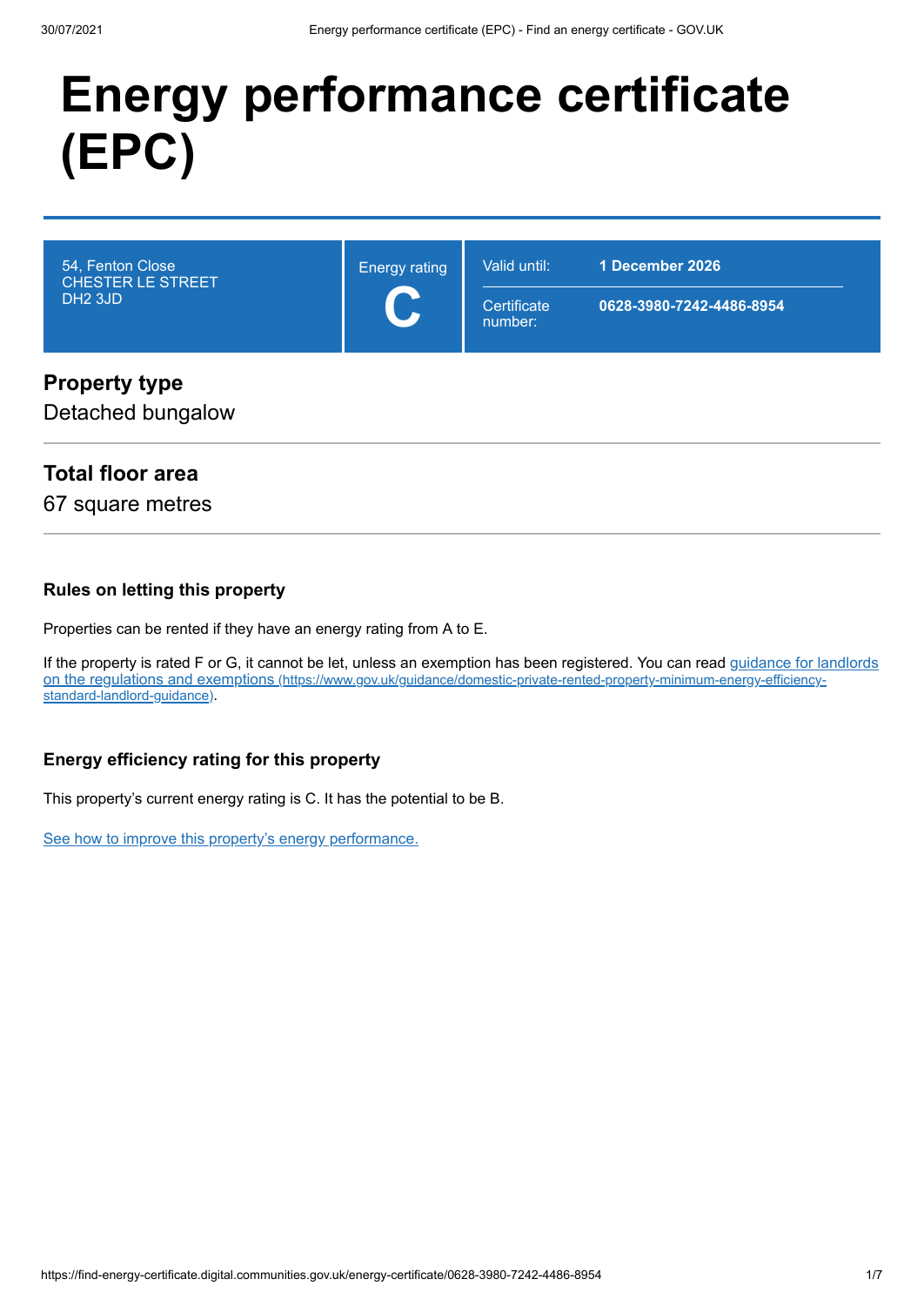# Energy performance certificate (EPC)

| 54, Fenton Close<br>CHESTER LE STREET<br>DH2 3JD | Energy rating<br>**C** | Valid until: | **1 December 2026** |
|---|---|---|---|
| | | Certificate number: | **0628-3980-7242-4486-8954** |

## Property type

Detached bungalow

## Total floor area

67 square metres

### Rules on letting this property

Properties can be rented if they have an energy rating from A to E.

If the property is rated F or G, it cannot be let, unless an exemption has been registered. You can read [guidance for landlords on the regulations and exemptions (https://www.gov.uk/guidance/domestic-private-rented-property-minimum-energy-efficiency-standard-landlord-guidance)](https://www.gov.uk/guidance/domestic-private-rented-property-minimum-energy-efficiency-standard-landlord-guidance).

### Energy efficiency rating for this property

This property's current energy rating is C. It has the potential to be B.

See how to improve this property's energy performance.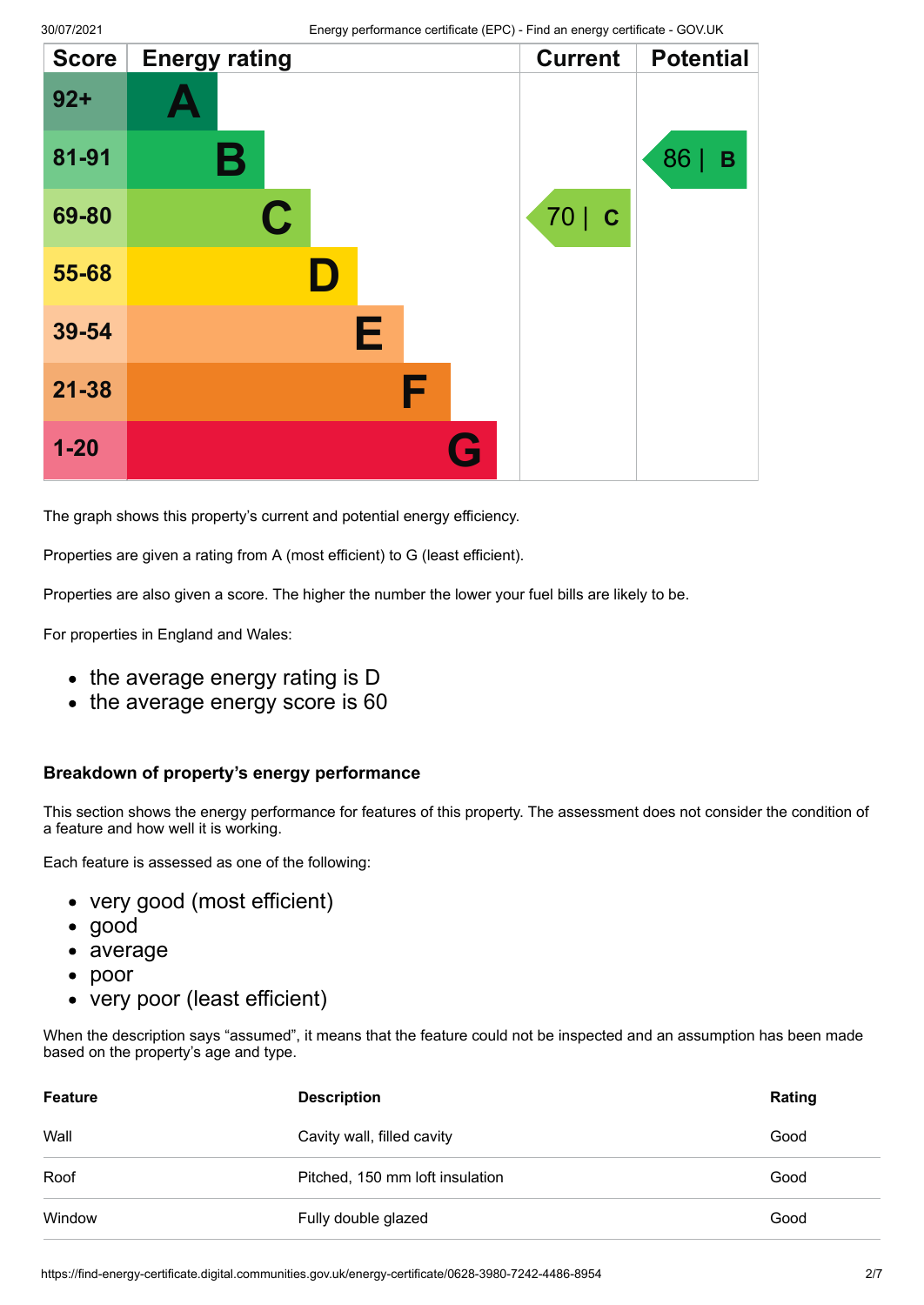| Score | Energy rating | Current | Potential |
|---|---|---|---|
| 92+ | A | | |
| 81-91 | B | | 86 \| B |
| 69-80 | C | 70 \| C | |
| 55-68 | D | | |
| 39-54 | E | | |
| 21-38 | F | | |
| 1-20 | G | | |

The graph shows this property's current and potential energy efficiency.

Properties are given a rating from A (most efficient) to G (least efficient).

Properties are also given a score. The higher the number the lower your fuel bills are likely to be.

For properties in England and Wales:

- the average energy rating is D
- the average energy score is 60

### Breakdown of property's energy performance

This section shows the energy performance for features of this property. The assessment does not consider the condition of a feature and how well it is working.

Each feature is assessed as one of the following:

- very good (most efficient)
- good
- average
- poor
- very poor (least efficient)

When the description says "assumed", it means that the feature could not be inspected and an assumption has been made based on the property's age and type.

| Feature | Description | Rating |
|---|---|---|
| Wall | Cavity wall, filled cavity | Good |
| Roof | Pitched, 150 mm loft insulation | Good |
| Window | Fully double glazed | Good |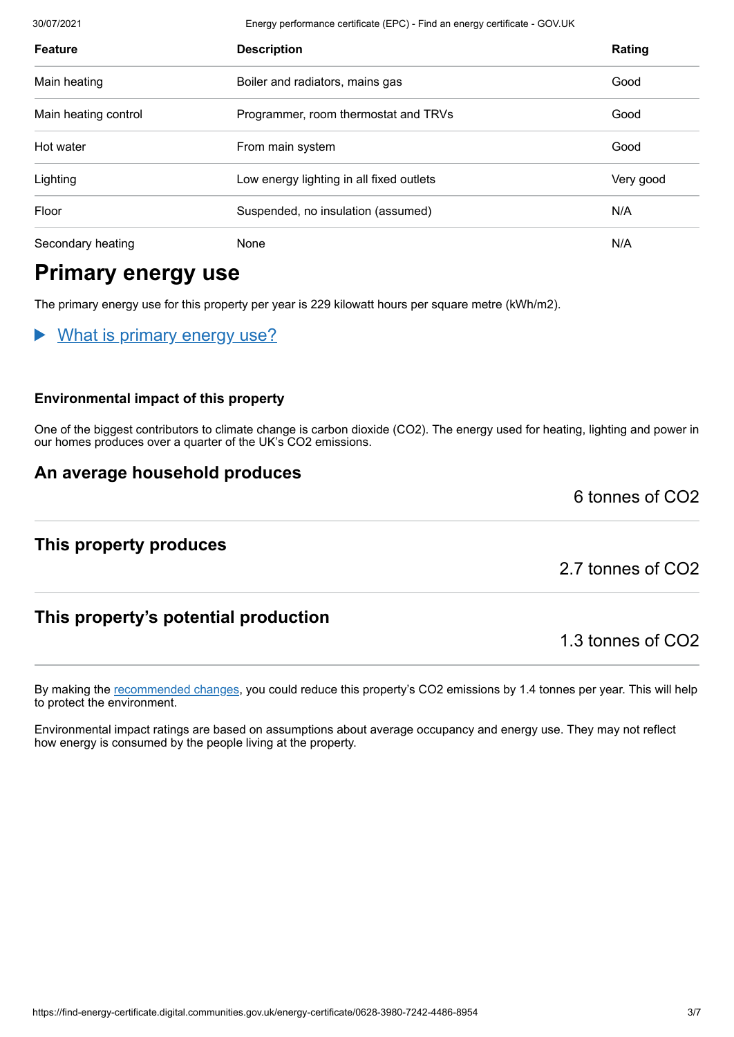| Feature | Description | Rating |
|---|---|---|
| Main heating | Boiler and radiators, mains gas | Good |
| Main heating control | Programmer, room thermostat and TRVs | Good |
| Hot water | From main system | Good |
| Lighting | Low energy lighting in all fixed outlets | Very good |
| Floor | Suspended, no insulation (assumed) | N/A |
| Secondary heating | None | N/A |

## Primary energy use

The primary energy use for this property per year is 229 kilowatt hours per square metre (kWh/m2).

▶ What is primary energy use?

### Environmental impact of this property

One of the biggest contributors to climate change is carbon dioxide ($CO_2$). The energy used for heating, lighting and power in our homes produces over a quarter of the UK's $CO_2$ emissions.

### An average household produces

6 tonnes of $CO_2$

### This property produces

2.7 tonnes of $CO_2$

### This property's potential production

1.3 tonnes of $CO_2$

By making the recommended changes, you could reduce this property's $CO_2$ emissions by 1.4 tonnes per year. This will help to protect the environment.

Environmental impact ratings are based on assumptions about average occupancy and energy use. They may not reflect how energy is consumed by the people living at the property.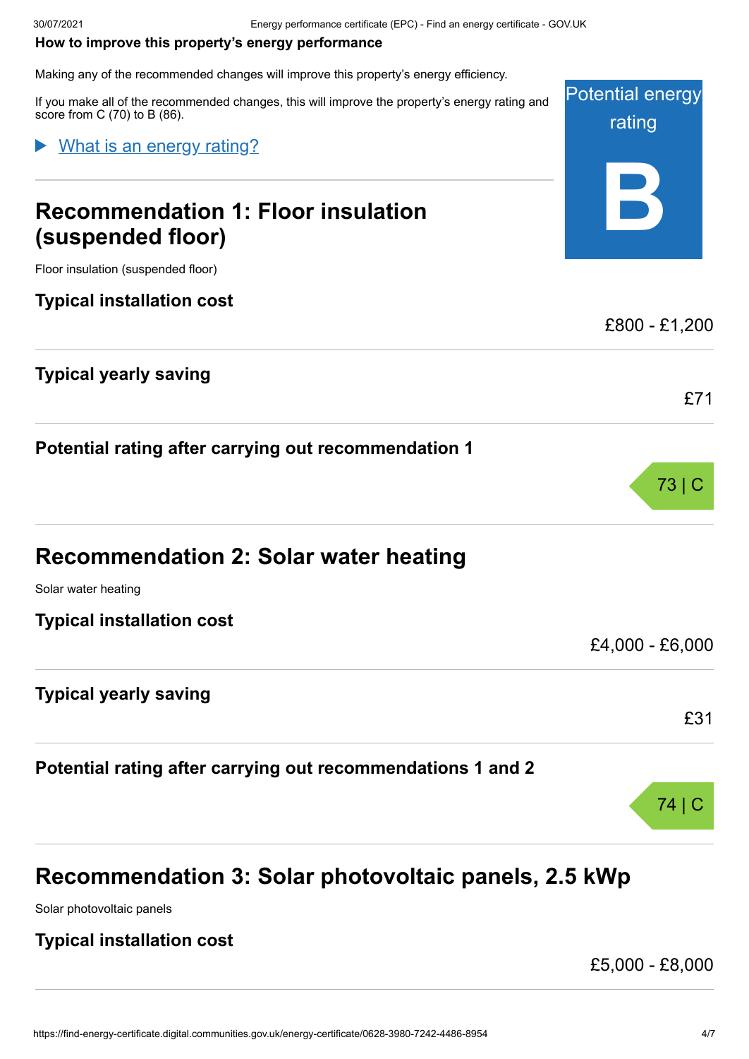**How to improve this property's energy performance**

Making any of the recommended changes will improve this property's energy efficiency.

If you make all of the recommended changes, this will improve the property's energy rating and score from C (70) to B (86).

Potential energy rating

**B**

▶ What is an energy rating?

## Recommendation 1: Floor insulation (suspended floor)

Floor insulation (suspended floor)

### Typical installation cost

£800 - £1,200

### Typical yearly saving

£71

### Potential rating after carrying out recommendation 1

73 | C

## Recommendation 2: Solar water heating

Solar water heating

### Typical installation cost

£4,000 - £6,000

### Typical yearly saving

£31

### Potential rating after carrying out recommendations 1 and 2

74 | C

## Recommendation 3: Solar photovoltaic panels, 2.5 kWp

Solar photovoltaic panels

### Typical installation cost

£5,000 - £8,000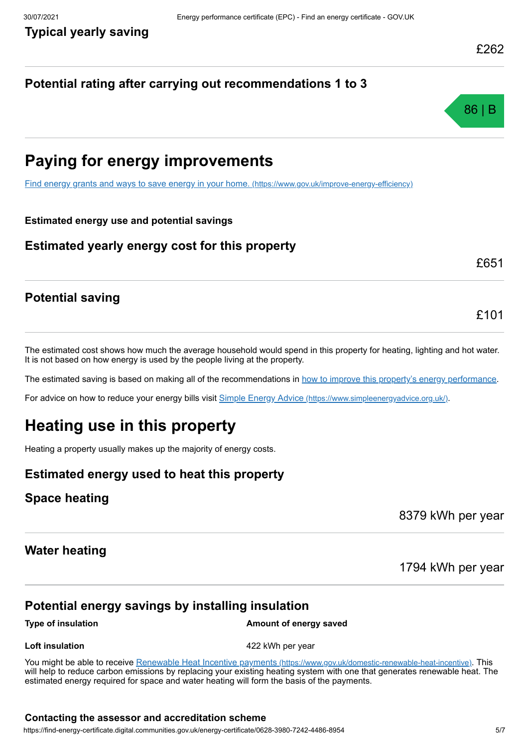### Typical yearly saving

£262

### Potential rating after carrying out recommendations 1 to 3

86 | B

## Paying for energy improvements

[Find energy grants and ways to save energy in your home. (https://www.gov.uk/improve-energy-efficiency)](https://www.gov.uk/improve-energy-efficiency)

**Estimated energy use and potential savings**

### Estimated yearly energy cost for this property

£651

### Potential saving

£101

The estimated cost shows how much the average household would spend in this property for heating, lighting and hot water. It is not based on how energy is used by the people living at the property.

The estimated saving is based on making all of the recommendations in how to improve this property's energy performance.

For advice on how to reduce your energy bills visit [Simple Energy Advice (https://www.simpleenergyadvice.org.uk/)](https://www.simpleenergyadvice.org.uk/).

## Heating use in this property

Heating a property usually makes up the majority of energy costs.

### Estimated energy used to heat this property

### Space heating

8379 kWh per year

### Water heating

1794 kWh per year

### Potential energy savings by installing insulation

| Type of insulation | Amount of energy saved |
|---|---|
| **Loft insulation** | 422 kWh per year |

You might be able to receive [Renewable Heat Incentive payments (https://www.gov.uk/domestic-renewable-heat-incentive)](https://www.gov.uk/domestic-renewable-heat-incentive). This will help to reduce carbon emissions by replacing your existing heating system with one that generates renewable heat. The estimated energy required for space and water heating will form the basis of the payments.

**Contacting the assessor and accreditation scheme**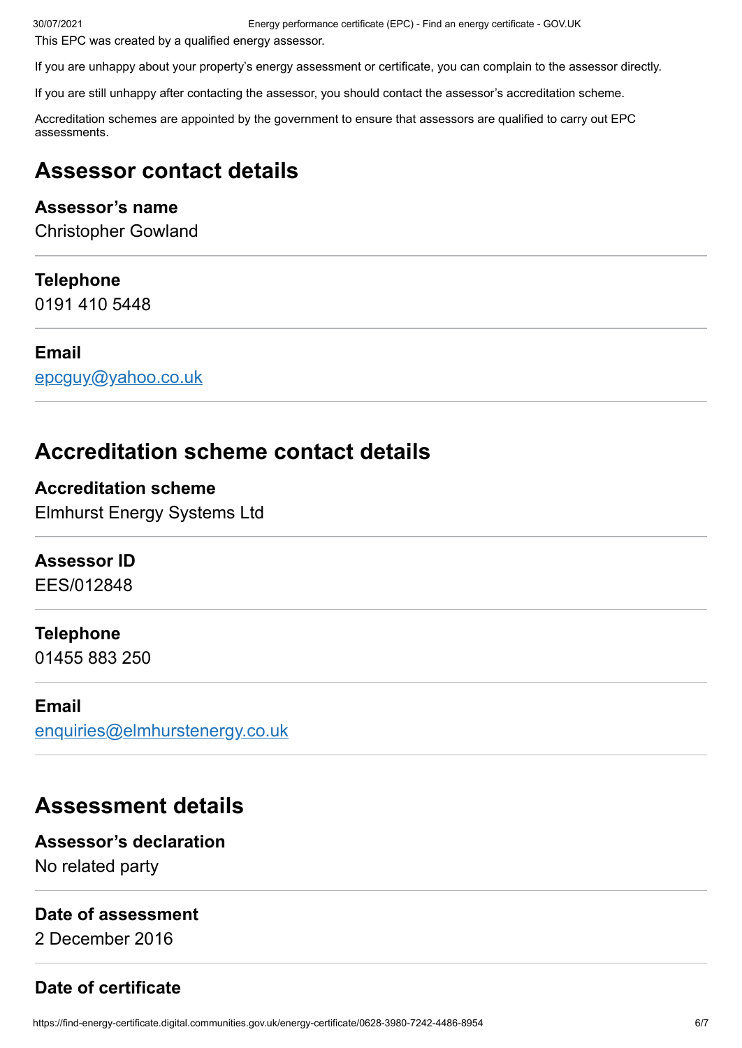This EPC was created by a qualified energy assessor.

If you are unhappy about your property's energy assessment or certificate, you can complain to the assessor directly.

If you are still unhappy after contacting the assessor, you should contact the assessor's accreditation scheme.

Accreditation schemes are appointed by the government to ensure that assessors are qualified to carry out EPC assessments.

## Assessor contact details

### Assessor's name

Christopher Gowland

### Telephone

0191 410 5448

### Email

[epcguy@yahoo.co.uk](mailto:epcguy@yahoo.co.uk)

## Accreditation scheme contact details

### Accreditation scheme

Elmhurst Energy Systems Ltd

### Assessor ID

EES/012848

### Telephone

01455 883 250

### Email

[enquiries@elmhurstenergy.co.uk](mailto:enquiries@elmhurstenergy.co.uk)

## Assessment details

### Assessor's declaration

No related party

### Date of assessment

2 December 2016

### Date of certificate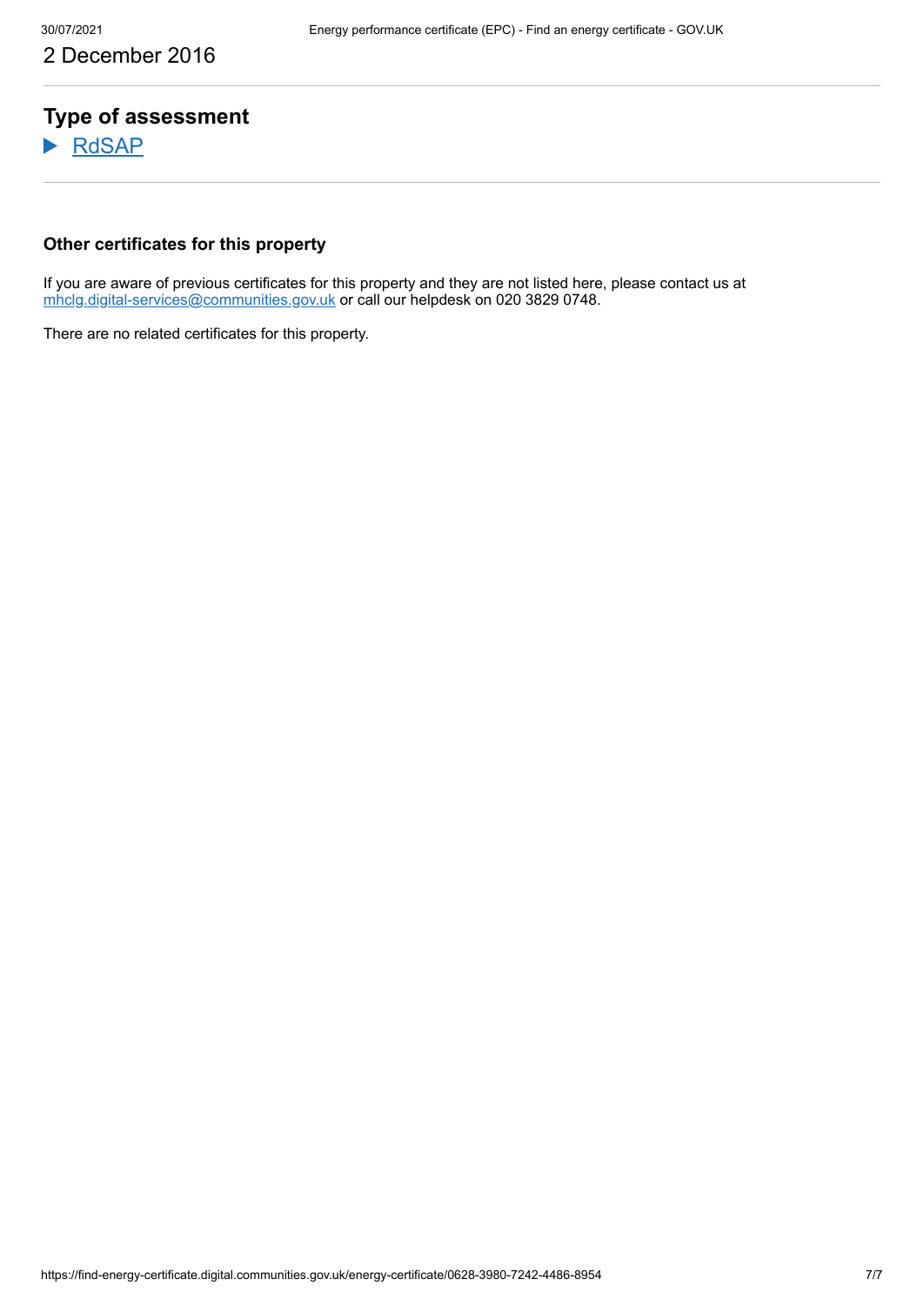2 December 2016

## Type of assessment

▶ RdSAP

### Other certificates for this property

If you are aware of previous certificates for this property and they are not listed here, please contact us at mhclg.digital-services@communities.gov.uk or call our helpdesk on 020 3829 0748.

There are no related certificates for this property.